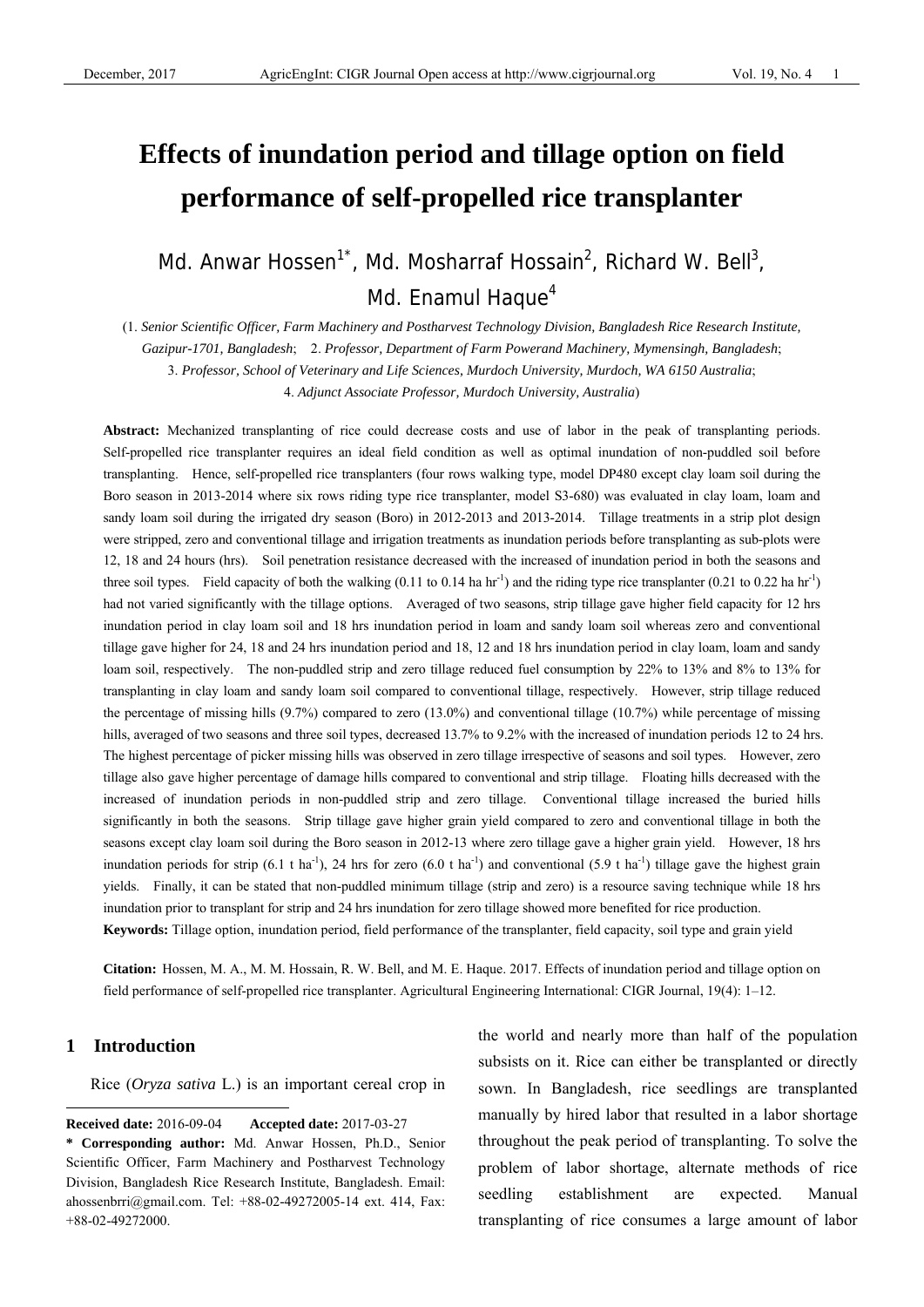# Effects of inundation period and tillage option on field performance of self-propelled rice transplanter

Md. Anwar Hossen[1*], Md. Mosharraf Hossain[2], Richard W. Bell[3], Md. Enamul Haque[4]

(1. *Senior Scientific Officer, Farm Machinery and Postharvest Technology Division, Bangladesh Rice Research Institute, Gazipur-1701, Bangladesh*; 2. *Professor, Department of Farm Powerand Machinery, Mymensingh, Bangladesh*; 3. *Professor, School of Veterinary and Life Sciences, Murdoch University, Murdoch, WA 6150 Australia*; 4. *Adjunct Associate Professor, Murdoch University, Australia*)

**Abstract:** Mechanized transplanting of rice could decrease costs and use of labor in the peak of transplanting periods. Self-propelled rice transplanter requires an ideal field condition as well as optimal inundation of non-puddled soil before transplanting. Hence, self-propelled rice transplanters (four rows walking type, model DP480 except clay loam soil during the Boro season in 2013-2014 where six rows riding type rice transplanter, model S3-680) was evaluated in clay loam, loam and sandy loam soil during the irrigated dry season (Boro) in 2012-2013 and 2013-2014. Tillage treatments in a strip plot design were stripped, zero and conventional tillage and irrigation treatments as inundation periods before transplanting as sub-plots were 12, 18 and 24 hours (hrs). Soil penetration resistance decreased with the increased of inundation period in both the seasons and three soil types. Field capacity of both the walking (0.11 to 0.14 ha hr$^{-1}$) and the riding type rice transplanter (0.21 to 0.22 ha hr$^{-1}$) had not varied significantly with the tillage options. Averaged of two seasons, strip tillage gave higher field capacity for 12 hrs inundation period in clay loam soil and 18 hrs inundation period in loam and sandy loam soil whereas zero and conventional tillage gave higher for 24, 18 and 24 hrs inundation period and 18, 12 and 18 hrs inundation period in clay loam, loam and sandy loam soil, respectively. The non-puddled strip and zero tillage reduced fuel consumption by 22% to 13% and 8% to 13% for transplanting in clay loam and sandy loam soil compared to conventional tillage, respectively. However, strip tillage reduced the percentage of missing hills (9.7%) compared to zero (13.0%) and conventional tillage (10.7%) while percentage of missing hills, averaged of two seasons and three soil types, decreased 13.7% to 9.2% with the increased of inundation periods 12 to 24 hrs. The highest percentage of picker missing hills was observed in zero tillage irrespective of seasons and soil types. However, zero tillage also gave higher percentage of damage hills compared to conventional and strip tillage. Floating hills decreased with the increased of inundation periods in non-puddled strip and zero tillage. Conventional tillage increased the buried hills significantly in both the seasons. Strip tillage gave higher grain yield compared to zero and conventional tillage in both the seasons except clay loam soil during the Boro season in 2012-13 where zero tillage gave a higher grain yield. However, 18 hrs inundation periods for strip (6.1 t ha$^{-1}$), 24 hrs for zero (6.0 t ha$^{-1}$) and conventional (5.9 t ha$^{-1}$) tillage gave the highest grain yields. Finally, it can be stated that non-puddled minimum tillage (strip and zero) is a resource saving technique while 18 hrs inundation prior to transplant for strip and 24 hrs inundation for zero tillage showed more benefited for rice production.

**Keywords:** Tillage option, inundation period, field performance of the transplanter, field capacity, soil type and grain yield

**Citation:** Hossen, M. A., M. M. Hossain, R. W. Bell, and M. E. Haque. 2017. Effects of inundation period and tillage option on field performance of self-propelled rice transplanter. Agricultural Engineering International: CIGR Journal, 19(4): 1–12.

## 1 Introduction

Rice (*Oryza sativa* L.) is an important cereal crop in the world and nearly more than half of the population subsists on it. Rice can either be transplanted or directly sown. In Bangladesh, rice seedlings are transplanted manually by hired labor that resulted in a labor shortage throughout the peak period of transplanting. To solve the problem of labor shortage, alternate methods of rice seedling establishment are expected. Manual transplanting of rice consumes a large amount of labor

---

**Received date:** 2016-09-04 **Accepted date:** 2017-03-27

**\* Corresponding author:** Md. Anwar Hossen, Ph.D., Senior Scientific Officer, Farm Machinery and Postharvest Technology Division, Bangladesh Rice Research Institute, Bangladesh. Email: ahossenbrri@gmail.com. Tel: +88-02-49272005-14 ext. 414, Fax: +88-02-49272000.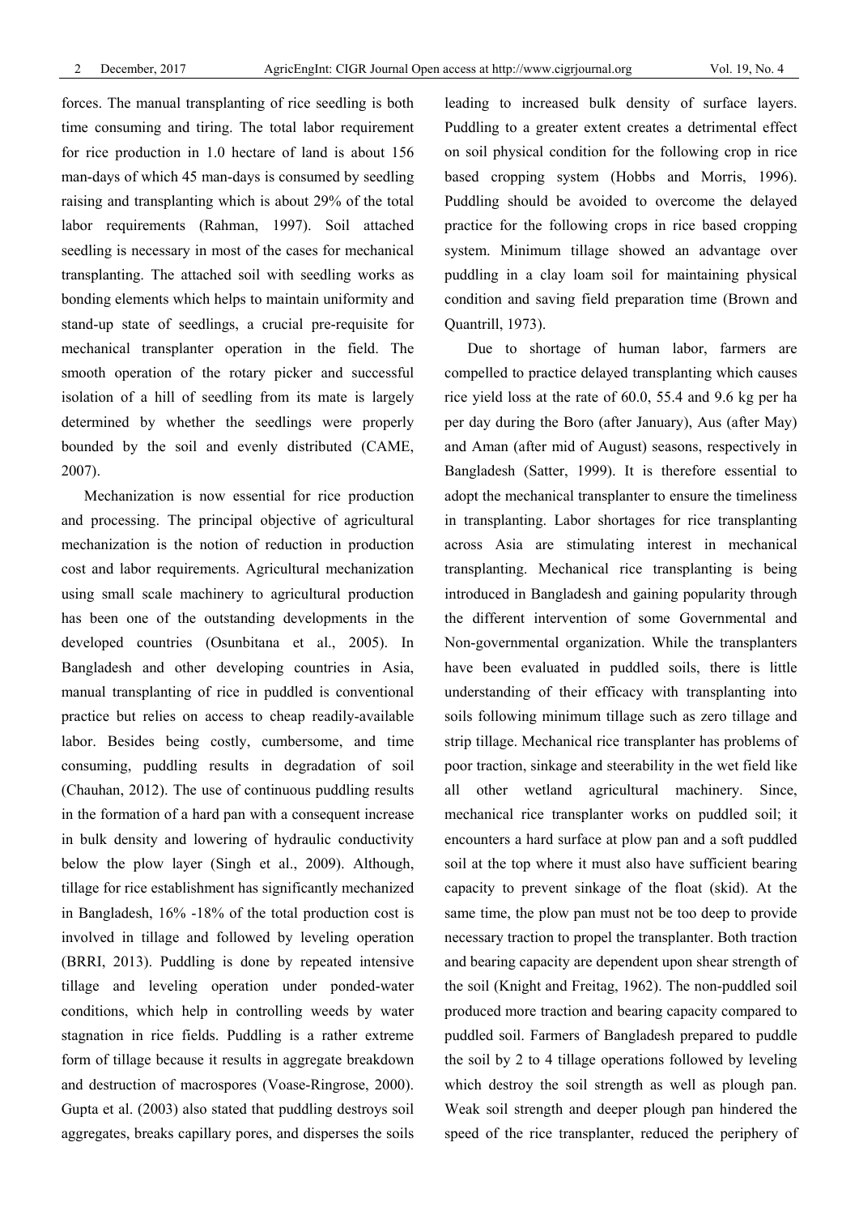forces. The manual transplanting of rice seedling is both time consuming and tiring. The total labor requirement for rice production in 1.0 hectare of land is about 156 man-days of which 45 man-days is consumed by seedling raising and transplanting which is about 29% of the total labor requirements (Rahman, 1997). Soil attached seedling is necessary in most of the cases for mechanical transplanting. The attached soil with seedling works as bonding elements which helps to maintain uniformity and stand-up state of seedlings, a crucial pre-requisite for mechanical transplanter operation in the field. The smooth operation of the rotary picker and successful isolation of a hill of seedling from its mate is largely determined by whether the seedlings were properly bounded by the soil and evenly distributed (CAME, 2007).

Mechanization is now essential for rice production and processing. The principal objective of agricultural mechanization is the notion of reduction in production cost and labor requirements. Agricultural mechanization using small scale machinery to agricultural production has been one of the outstanding developments in the developed countries (Osunbitana et al., 2005). In Bangladesh and other developing countries in Asia, manual transplanting of rice in puddled is conventional practice but relies on access to cheap readily-available labor. Besides being costly, cumbersome, and time consuming, puddling results in degradation of soil (Chauhan, 2012). The use of continuous puddling results in the formation of a hard pan with a consequent increase in bulk density and lowering of hydraulic conductivity below the plow layer (Singh et al., 2009). Although, tillage for rice establishment has significantly mechanized in Bangladesh, 16% -18% of the total production cost is involved in tillage and followed by leveling operation (BRRI, 2013). Puddling is done by repeated intensive tillage and leveling operation under ponded-water conditions, which help in controlling weeds by water stagnation in rice fields. Puddling is a rather extreme form of tillage because it results in aggregate breakdown and destruction of macrospores (Voase-Ringrose, 2000). Gupta et al. (2003) also stated that puddling destroys soil aggregates, breaks capillary pores, and disperses the soils leading to increased bulk density of surface layers. Puddling to a greater extent creates a detrimental effect on soil physical condition for the following crop in rice based cropping system (Hobbs and Morris, 1996). Puddling should be avoided to overcome the delayed practice for the following crops in rice based cropping system. Minimum tillage showed an advantage over puddling in a clay loam soil for maintaining physical condition and saving field preparation time (Brown and Quantrill, 1973).

Due to shortage of human labor, farmers are compelled to practice delayed transplanting which causes rice yield loss at the rate of 60.0, 55.4 and 9.6 kg per ha per day during the Boro (after January), Aus (after May) and Aman (after mid of August) seasons, respectively in Bangladesh (Satter, 1999). It is therefore essential to adopt the mechanical transplanter to ensure the timeliness in transplanting. Labor shortages for rice transplanting across Asia are stimulating interest in mechanical transplanting. Mechanical rice transplanting is being introduced in Bangladesh and gaining popularity through the different intervention of some Governmental and Non-governmental organization. While the transplanters have been evaluated in puddled soils, there is little understanding of their efficacy with transplanting into soils following minimum tillage such as zero tillage and strip tillage. Mechanical rice transplanter has problems of poor traction, sinkage and steerability in the wet field like all other wetland agricultural machinery. Since, mechanical rice transplanter works on puddled soil; it encounters a hard surface at plow pan and a soft puddled soil at the top where it must also have sufficient bearing capacity to prevent sinkage of the float (skid). At the same time, the plow pan must not be too deep to provide necessary traction to propel the transplanter. Both traction and bearing capacity are dependent upon shear strength of the soil (Knight and Freitag, 1962). The non-puddled soil produced more traction and bearing capacity compared to puddled soil. Farmers of Bangladesh prepared to puddle the soil by 2 to 4 tillage operations followed by leveling which destroy the soil strength as well as plough pan. Weak soil strength and deeper plough pan hindered the speed of the rice transplanter, reduced the periphery of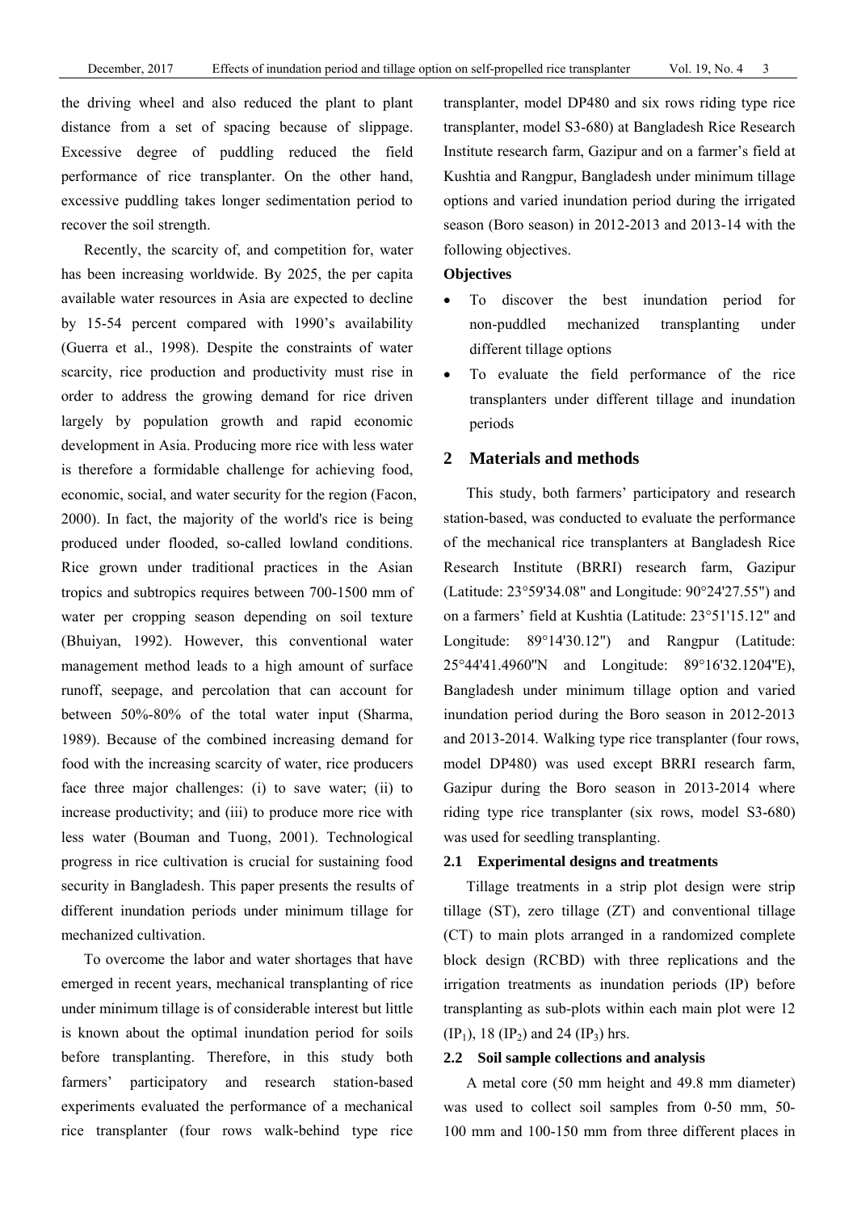the driving wheel and also reduced the plant to plant distance from a set of spacing because of slippage. Excessive degree of puddling reduced the field performance of rice transplanter. On the other hand, excessive puddling takes longer sedimentation period to recover the soil strength.

Recently, the scarcity of, and competition for, water has been increasing worldwide. By 2025, the per capita available water resources in Asia are expected to decline by 15-54 percent compared with 1990's availability (Guerra et al., 1998). Despite the constraints of water scarcity, rice production and productivity must rise in order to address the growing demand for rice driven largely by population growth and rapid economic development in Asia. Producing more rice with less water is therefore a formidable challenge for achieving food, economic, social, and water security for the region (Facon, 2000). In fact, the majority of the world's rice is being produced under flooded, so-called lowland conditions. Rice grown under traditional practices in the Asian tropics and subtropics requires between 700-1500 mm of water per cropping season depending on soil texture (Bhuiyan, 1992). However, this conventional water management method leads to a high amount of surface runoff, seepage, and percolation that can account for between 50%-80% of the total water input (Sharma, 1989). Because of the combined increasing demand for food with the increasing scarcity of water, rice producers face three major challenges: (i) to save water; (ii) to increase productivity; and (iii) to produce more rice with less water (Bouman and Tuong, 2001). Technological progress in rice cultivation is crucial for sustaining food security in Bangladesh. This paper presents the results of different inundation periods under minimum tillage for mechanized cultivation.

To overcome the labor and water shortages that have emerged in recent years, mechanical transplanting of rice under minimum tillage is of considerable interest but little is known about the optimal inundation period for soils before transplanting. Therefore, in this study both farmers' participatory and research station-based experiments evaluated the performance of a mechanical rice transplanter (four rows walk-behind type rice transplanter, model DP480 and six rows riding type rice transplanter, model S3-680) at Bangladesh Rice Research Institute research farm, Gazipur and on a farmer's field at Kushtia and Rangpur, Bangladesh under minimum tillage options and varied inundation period during the irrigated season (Boro season) in 2012-2013 and 2013-14 with the following objectives.

**Objectives**

- To discover the best inundation period for non-puddled mechanized transplanting under different tillage options
- To evaluate the field performance of the rice transplanters under different tillage and inundation periods

## 2 Materials and methods

This study, both farmers' participatory and research station-based, was conducted to evaluate the performance of the mechanical rice transplanters at Bangladesh Rice Research Institute (BRRI) research farm, Gazipur (Latitude: 23°59'34.08" and Longitude: 90°24'27.55") and on a farmers' field at Kushtia (Latitude: 23°51'15.12" and Longitude: 89°14'30.12") and Rangpur (Latitude: 25°44'41.4960"N and Longitude: 89°16'32.1204"E), Bangladesh under minimum tillage option and varied inundation period during the Boro season in 2012-2013 and 2013-2014. Walking type rice transplanter (four rows, model DP480) was used except BRRI research farm, Gazipur during the Boro season in 2013-2014 where riding type rice transplanter (six rows, model S3-680) was used for seedling transplanting.

### 2.1 Experimental designs and treatments

Tillage treatments in a strip plot design were strip tillage (ST), zero tillage (ZT) and conventional tillage (CT) to main plots arranged in a randomized complete block design (RCBD) with three replications and the irrigation treatments as inundation periods (IP) before transplanting as sub-plots within each main plot were 12 ($IP_1$), 18 ($IP_2$) and 24 ($IP_3$) hrs.

### 2.2 Soil sample collections and analysis

A metal core (50 mm height and 49.8 mm diameter) was used to collect soil samples from 0-50 mm, 50-100 mm and 100-150 mm from three different places in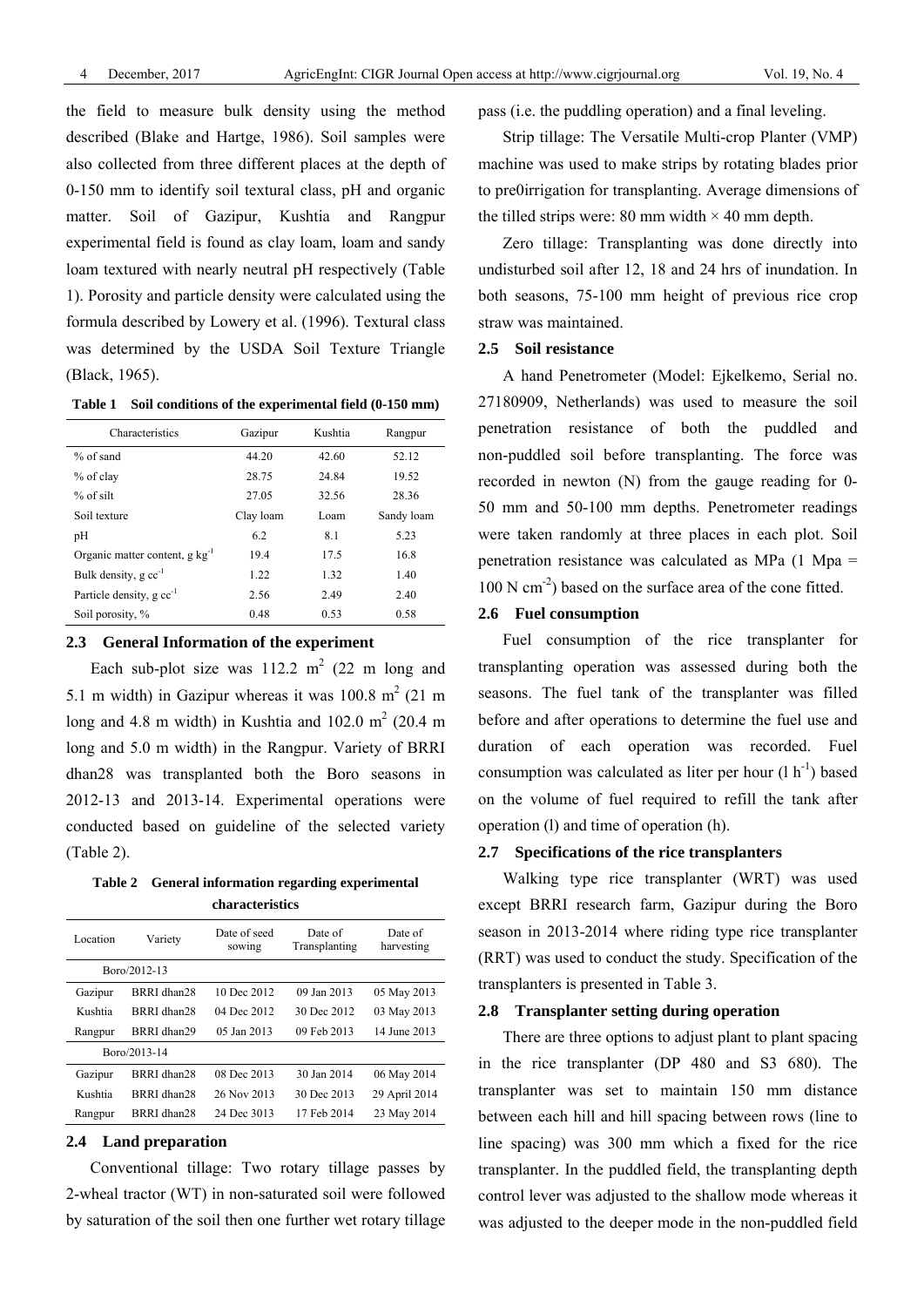the field to measure bulk density using the method described (Blake and Hartge, 1986). Soil samples were also collected from three different places at the depth of 0-150 mm to identify soil textural class, pH and organic matter. Soil of Gazipur, Kushtia and Rangpur experimental field is found as clay loam, loam and sandy loam textured with nearly neutral pH respectively (Table 1). Porosity and particle density were calculated using the formula described by Lowery et al. (1996). Textural class was determined by the USDA Soil Texture Triangle (Black, 1965).

**Table 1 Soil conditions of the experimental field (0-150 mm)**

| Characteristics | Gazipur | Kushtia | Rangpur |
|---|---|---|---|
| % of sand | 44.20 | 42.60 | 52.12 |
| % of clay | 28.75 | 24.84 | 19.52 |
| % of silt | 27.05 | 32.56 | 28.36 |
| Soil texture | Clay loam | Loam | Sandy loam |
| pH | 6.2 | 8.1 | 5.23 |
| Organic matter content, g $kg^{-1}$ | 19.4 | 17.5 | 16.8 |
| Bulk density, g $cc^{-1}$ | 1.22 | 1.32 | 1.40 |
| Particle density, g $cc^{-1}$ | 2.56 | 2.49 | 2.40 |
| Soil porosity, % | 0.48 | 0.53 | 0.58 |

## 2.3 General Information of the experiment

Each sub-plot size was 112.2 $m^2$ (22 m long and 5.1 m width) in Gazipur whereas it was 100.8 $m^2$ (21 m long and 4.8 m width) in Kushtia and 102.0 $m^2$ (20.4 m long and 5.0 m width) in the Rangpur. Variety of BRRI dhan28 was transplanted both the Boro seasons in 2012-13 and 2013-14. Experimental operations were conducted based on guideline of the selected variety (Table 2).

**Table 2 General information regarding experimental characteristics**

| Location | Variety | Date of seed sowing | Date of Transplanting | Date of harvesting |
|---|---|---|---|---|
| Boro/2012-13 | | | | |
| Gazipur | BRRI dhan28 | 10 Dec 2012 | 09 Jan 2013 | 05 May 2013 |
| Kushtia | BRRI dhan28 | 04 Dec 2012 | 30 Dec 2012 | 03 May 2013 |
| Rangpur | BRRI dhan29 | 05 Jan 2013 | 09 Feb 2013 | 14 June 2013 |
| Boro/2013-14 | | | | |
| Gazipur | BRRI dhan28 | 08 Dec 2013 | 30 Jan 2014 | 06 May 2014 |
| Kushtia | BRRI dhan28 | 26 Nov 2013 | 30 Dec 2013 | 29 April 2014 |
| Rangpur | BRRI dhan28 | 24 Dec 3013 | 17 Feb 2014 | 23 May 2014 |

## 2.4 Land preparation

Conventional tillage: Two rotary tillage passes by 2-wheal tractor (WT) in non-saturated soil were followed by saturation of the soil then one further wet rotary tillage pass (i.e. the puddling operation) and a final leveling.

Strip tillage: The Versatile Multi-crop Planter (VMP) machine was used to make strips by rotating blades prior to pre0irrigation for transplanting. Average dimensions of the tilled strips were: 80 mm width × 40 mm depth.

Zero tillage: Transplanting was done directly into undisturbed soil after 12, 18 and 24 hrs of inundation. In both seasons, 75-100 mm height of previous rice crop straw was maintained.

## 2.5 Soil resistance

A hand Penetrometer (Model: Ejkelkemo, Serial no. 27180909, Netherlands) was used to measure the soil penetration resistance of both the puddled and non-puddled soil before transplanting. The force was recorded in newton (N) from the gauge reading for 0-50 mm and 50-100 mm depths. Penetrometer readings were taken randomly at three places in each plot. Soil penetration resistance was calculated as MPa (1 Mpa = 100 N $cm^{-2}$) based on the surface area of the cone fitted.

## 2.6 Fuel consumption

Fuel consumption of the rice transplanter for transplanting operation was assessed during both the seasons. The fuel tank of the transplanter was filled before and after operations to determine the fuel use and duration of each operation was recorded. Fuel consumption was calculated as liter per hour (l $h^{-1}$) based on the volume of fuel required to refill the tank after operation (l) and time of operation (h).

## 2.7 Specifications of the rice transplanters

Walking type rice transplanter (WRT) was used except BRRI research farm, Gazipur during the Boro season in 2013-2014 where riding type rice transplanter (RRT) was used to conduct the study. Specification of the transplanters is presented in Table 3.

## 2.8 Transplanter setting during operation

There are three options to adjust plant to plant spacing in the rice transplanter (DP 480 and S3 680). The transplanter was set to maintain 150 mm distance between each hill and hill spacing between rows (line to line spacing) was 300 mm which a fixed for the rice transplanter. In the puddled field, the transplanting depth control lever was adjusted to the shallow mode whereas it was adjusted to the deeper mode in the non-puddled field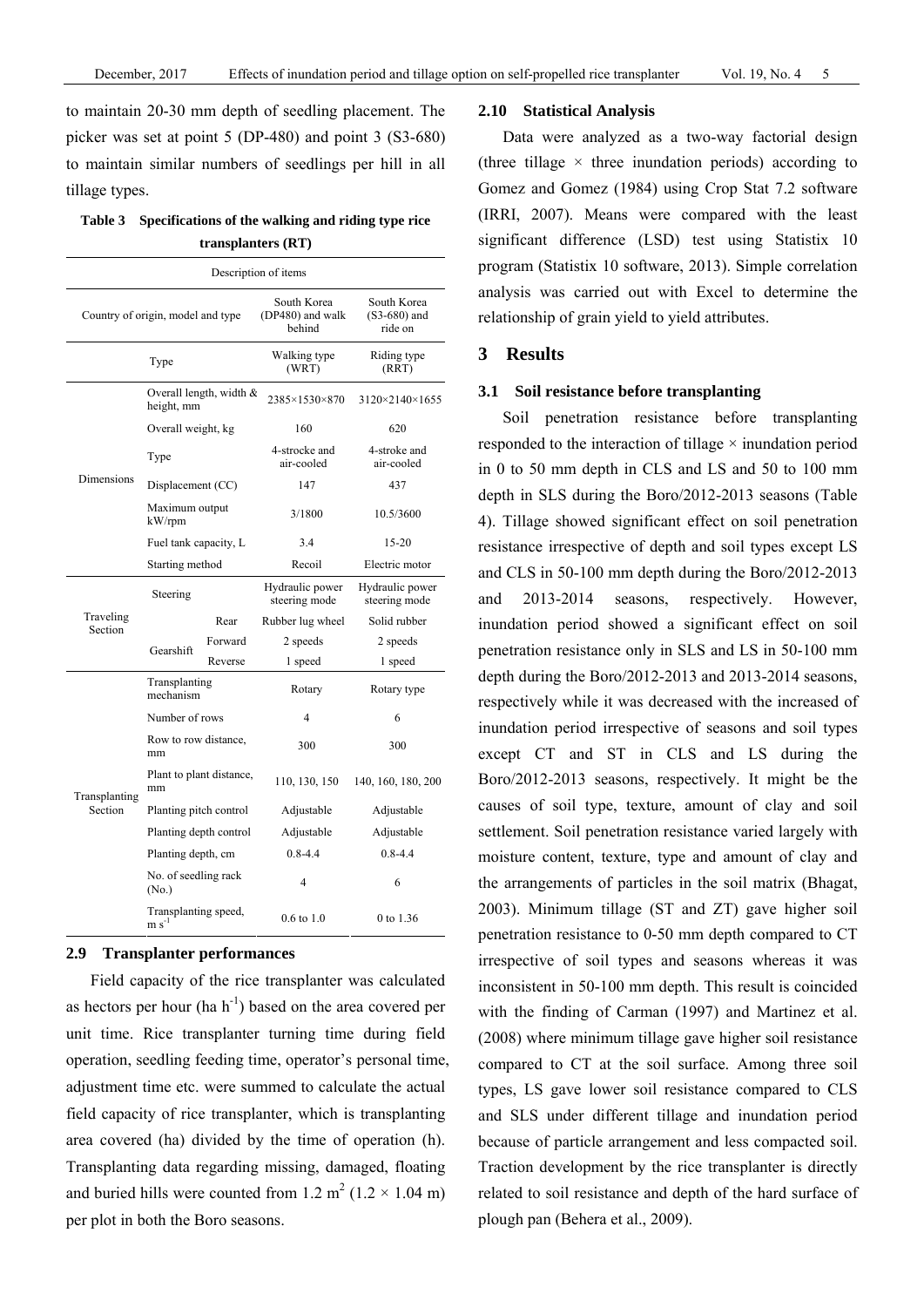to maintain 20-30 mm depth of seedling placement. The picker was set at point 5 (DP-480) and point 3 (S3-680) to maintain similar numbers of seedlings per hill in all tillage types.

**Table 3 Specifications of the walking and riding type rice transplanters (RT)**

| Description of items | | | | |
|---|---|---|---|---|
| Country of origin, model and type | | | South Korea (DP480) and walk behind | South Korea (S3-680) and ride on |
| | Type | | Walking type (WRT) | Riding type (RRT) |
| Dimensions | Overall length, width & height, mm | | 2385×1530×870 | 3120×2140×1655 |
| | Overall weight, kg | | 160 | 620 |
| | Type | | 4-stroke and air-cooled | 4-stroke and air-cooled |
| | Displacement (CC) | | 147 | 437 |
| | Maximum output kW/rpm | | 3/1800 | 10.5/3600 |
| | Fuel tank capacity, L | | 3.4 | 15-20 |
| | Starting method | | Recoil | Electric motor |
| Traveling Section | Steering | | Hydraulic power steering mode | Hydraulic power steering mode |
| | | Rear | Rubber lug wheel | Solid rubber |
| | Gearshift | Forward | 2 speeds | 2 speeds |
| | | Reverse | 1 speed | 1 speed |
| Transplanting Section | Transplanting mechanism | | Rotary | Rotary type |
| | Number of rows | | 4 | 6 |
| | Row to row distance, mm | | 300 | 300 |
| | Plant to plant distance, mm | | 110, 130, 150 | 140, 160, 180, 200 |
| | Planting pitch control | | Adjustable | Adjustable |
| | Planting depth control | | Adjustable | Adjustable |
| | Planting depth, cm | | 0.8-4.4 | 0.8-4.4 |
| | No. of seedling rack (No.) | | 4 | 6 |
| | Transplanting speed, $m s^{-1}$ | | 0.6 to 1.0 | 0 to 1.36 |

### 2.9 Transplanter performances

Field capacity of the rice transplanter was calculated as hectors per hour ($ha h^{-1}$) based on the area covered per unit time. Rice transplanter turning time during field operation, seedling feeding time, operator's personal time, adjustment time etc. were summed to calculate the actual field capacity of rice transplanter, which is transplanting area covered (ha) divided by the time of operation (h). Transplanting data regarding missing, damaged, floating and buried hills were counted from 1.2 $m^2$ (1.2 × 1.04 m) per plot in both the Boro seasons.

### 2.10 Statistical Analysis

Data were analyzed as a two-way factorial design (three tillage × three inundation periods) according to Gomez and Gomez (1984) using Crop Stat 7.2 software (IRRI, 2007). Means were compared with the least significant difference (LSD) test using Statistix 10 program (Statistix 10 software, 2013). Simple correlation analysis was carried out with Excel to determine the relationship of grain yield to yield attributes.

## 3 Results

### 3.1 Soil resistance before transplanting

Soil penetration resistance before transplanting responded to the interaction of tillage × inundation period in 0 to 50 mm depth in CLS and LS and 50 to 100 mm depth in SLS during the Boro/2012-2013 seasons (Table 4). Tillage showed significant effect on soil penetration resistance irrespective of depth and soil types except LS and CLS in 50-100 mm depth during the Boro/2012-2013 and 2013-2014 seasons, respectively. However, inundation period showed a significant effect on soil penetration resistance only in SLS and LS in 50-100 mm depth during the Boro/2012-2013 and 2013-2014 seasons, respectively while it was decreased with the increased of inundation period irrespective of seasons and soil types except CT and ST in CLS and LS during the Boro/2012-2013 seasons, respectively. It might be the causes of soil type, texture, amount of clay and soil settlement. Soil penetration resistance varied largely with moisture content, texture, type and amount of clay and the arrangements of particles in the soil matrix (Bhagat, 2003). Minimum tillage (ST and ZT) gave higher soil penetration resistance to 0-50 mm depth compared to CT irrespective of soil types and seasons whereas it was inconsistent in 50-100 mm depth. This result is coincided with the finding of Carman (1997) and Martinez et al. (2008) where minimum tillage gave higher soil resistance compared to CT at the soil surface. Among three soil types, LS gave lower soil resistance compared to CLS and SLS under different tillage and inundation period because of particle arrangement and less compacted soil. Traction development by the rice transplanter is directly related to soil resistance and depth of the hard surface of plough pan (Behera et al., 2009).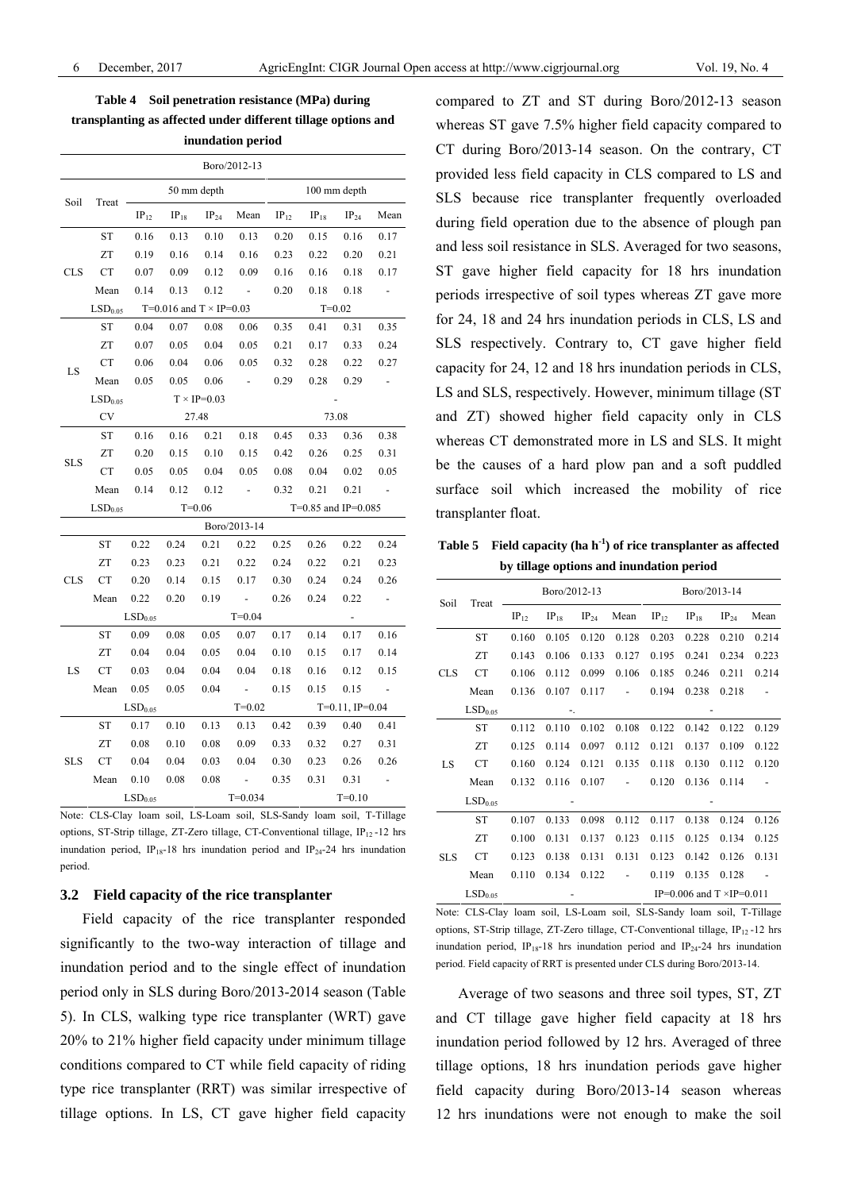**Table 4 Soil penetration resistance (MPa) during transplanting as affected under different tillage options and inundation period**

| Soil | Treat | 50 mm depth | | | | 100 mm depth | | | |
|---|---|---|---|---|---|---|---|---|---|
| | | $IP_{12}$ | $IP_{18}$ | $IP_{24}$ | Mean | $IP_{12}$ | $IP_{18}$ | $IP_{24}$ | Mean |
| **Boro/2012-13** | | | | | | | | | |
| CLS | ST | 0.16 | 0.13 | 0.10 | 0.13 | 0.20 | 0.15 | 0.16 | 0.17 |
| | ZT | 0.19 | 0.16 | 0.14 | 0.16 | 0.23 | 0.22 | 0.20 | 0.21 |
| | CT | 0.07 | 0.09 | 0.12 | 0.09 | 0.16 | 0.16 | 0.18 | 0.17 |
| | Mean | 0.14 | 0.13 | 0.12 | - | 0.20 | 0.18 | 0.18 | - |
| | $LSD_{0.05}$ | T=0.016 and T × IP=0.03 | | | | T=0.02 | | | |
| LS | ST | 0.04 | 0.07 | 0.08 | 0.06 | 0.35 | 0.41 | 0.31 | 0.35 |
| | ZT | 0.07 | 0.05 | 0.04 | 0.05 | 0.21 | 0.17 | 0.33 | 0.24 |
| | CT | 0.06 | 0.04 | 0.06 | 0.05 | 0.32 | 0.28 | 0.22 | 0.27 |
| | Mean | 0.05 | 0.05 | 0.06 | - | 0.29 | 0.28 | 0.29 | - |
| | $LSD_{0.05}$ | T × IP=0.03 | | | | - | | | |
| | CV | 27.48 | | | | 73.08 | | | |
| SLS | ST | 0.16 | 0.16 | 0.21 | 0.18 | 0.45 | 0.33 | 0.36 | 0.38 |
| | ZT | 0.20 | 0.15 | 0.10 | 0.15 | 0.42 | 0.26 | 0.25 | 0.31 |
| | CT | 0.05 | 0.05 | 0.04 | 0.05 | 0.08 | 0.04 | 0.02 | 0.05 |
| | Mean | 0.14 | 0.12 | 0.12 | - | 0.32 | 0.21 | 0.21 | - |
| | $LSD_{0.05}$ | T=0.06 | | | | T=0.85 and IP=0.085 | | | |
| **Boro/2013-14** | | | | | | | | | |
| CLS | ST | 0.22 | 0.24 | 0.21 | 0.22 | 0.25 | 0.26 | 0.22 | 0.24 |
| | ZT | 0.23 | 0.23 | 0.21 | 0.22 | 0.24 | 0.22 | 0.21 | 0.23 |
| | CT | 0.20 | 0.14 | 0.15 | 0.17 | 0.30 | 0.24 | 0.24 | 0.26 |
| | Mean | 0.22 | 0.20 | 0.19 | - | 0.26 | 0.24 | 0.22 | - |
| | $LSD_{0.05}$ | T=0.04 | | | | - | | | |
| LS | ST | 0.09 | 0.08 | 0.05 | 0.07 | 0.17 | 0.14 | 0.17 | 0.16 |
| | ZT | 0.04 | 0.04 | 0.05 | 0.04 | 0.10 | 0.15 | 0.17 | 0.14 |
| | CT | 0.03 | 0.04 | 0.04 | 0.04 | 0.18 | 0.16 | 0.12 | 0.15 |
| | Mean | 0.05 | 0.05 | 0.04 | - | 0.15 | 0.15 | 0.15 | - |
| | $LSD_{0.05}$ | T=0.02 | | | | T=0.11, IP=0.04 | | | |
| SLS | ST | 0.17 | 0.10 | 0.13 | 0.13 | 0.42 | 0.39 | 0.40 | 0.41 |
| | ZT | 0.08 | 0.10 | 0.08 | 0.09 | 0.33 | 0.32 | 0.27 | 0.31 |
| | CT | 0.04 | 0.04 | 0.03 | 0.04 | 0.30 | 0.23 | 0.26 | 0.26 |
| | Mean | 0.10 | 0.08 | 0.08 | - | 0.35 | 0.31 | 0.31 | - |
| | $LSD_{0.05}$ | T=0.034 | | | | T=0.10 | | | |

Note: CLS-Clay loam soil, LS-Loam soil, SLS-Sandy loam soil, T-Tillage options, ST-Strip tillage, ZT-Zero tillage, CT-Conventional tillage, $IP_{12}$-12 hrs inundation period, $IP_{18}$-18 hrs inundation period and $IP_{24}$-24 hrs inundation period.

### 3.2 Field capacity of the rice transplanter

Field capacity of the rice transplanter responded significantly to the two-way interaction of tillage and inundation period and to the single effect of inundation period only in SLS during Boro/2013-2014 season (Table 5). In CLS, walking type rice transplanter (WRT) gave 20% to 21% higher field capacity under minimum tillage conditions compared to CT while field capacity of riding type rice transplanter (RRT) was similar irrespective of tillage options. In LS, CT gave higher field capacity compared to ZT and ST during Boro/2012-13 season whereas ST gave 7.5% higher field capacity compared to CT during Boro/2013-14 season. On the contrary, CT provided less field capacity in CLS compared to LS and SLS because rice transplanter frequently overloaded during field operation due to the absence of plough pan and less soil resistance in SLS. Averaged for two seasons, ST gave higher field capacity for 18 hrs inundation periods irrespective of soil types whereas ZT gave more for 24, 18 and 24 hrs inundation periods in CLS, LS and SLS respectively. Contrary to, CT gave higher field capacity for 24, 12 and 18 hrs inundation periods in CLS, LS and SLS, respectively. However, minimum tillage (ST and ZT) showed higher field capacity only in CLS whereas CT demonstrated more in LS and SLS. It might be the causes of a hard plow pan and a soft puddled surface soil which increased the mobility of rice transplanter float.

**Table 5 Field capacity (ha $h^{-1}$) of rice transplanter as affected by tillage options and inundation period**

| Soil | Treat | Boro/2012-13 | | | | Boro/2013-14 | | | |
|---|---|---|---|---|---|---|---|---|---|
| | | $IP_{12}$ | $IP_{18}$ | $IP_{24}$ | Mean | $IP_{12}$ | $IP_{18}$ | $IP_{24}$ | Mean |
| CLS | ST | 0.160 | 0.105 | 0.120 | 0.128 | 0.203 | 0.228 | 0.210 | 0.214 |
| | ZT | 0.143 | 0.106 | 0.133 | 0.127 | 0.195 | 0.241 | 0.234 | 0.223 |
| | CT | 0.106 | 0.112 | 0.099 | 0.106 | 0.185 | 0.246 | 0.211 | 0.214 |
| | Mean | 0.136 | 0.107 | 0.117 | - | 0.194 | 0.238 | 0.218 | - |
| | $LSD_{0.05}$ | -. | | | | - | | | |
| LS | ST | 0.112 | 0.110 | 0.102 | 0.108 | 0.122 | 0.142 | 0.122 | 0.129 |
| | ZT | 0.125 | 0.114 | 0.097 | 0.112 | 0.121 | 0.137 | 0.109 | 0.122 |
| | CT | 0.160 | 0.124 | 0.121 | 0.135 | 0.118 | 0.130 | 0.112 | 0.120 |
| | Mean | 0.132 | 0.116 | 0.107 | - | 0.120 | 0.136 | 0.114 | - |
| | $LSD_{0.05}$ | - | | | | - | | | |
| SLS | ST | 0.107 | 0.133 | 0.098 | 0.112 | 0.117 | 0.138 | 0.124 | 0.126 |
| | ZT | 0.100 | 0.131 | 0.137 | 0.123 | 0.115 | 0.125 | 0.134 | 0.125 |
| | CT | 0.123 | 0.138 | 0.131 | 0.131 | 0.123 | 0.142 | 0.126 | 0.131 |
| | Mean | 0.110 | 0.134 | 0.122 | - | 0.119 | 0.135 | 0.128 | - |
| | $LSD_{0.05}$ | - | | | | IP=0.006 and T ×IP=0.011 | | | |

Note: CLS-Clay loam soil, LS-Loam soil, SLS-Sandy loam soil, T-Tillage options, ST-Strip tillage, ZT-Zero tillage, CT-Conventional tillage, $IP_{12}$-12 hrs inundation period, $IP_{18}$-18 hrs inundation period and $IP_{24}$-24 hrs inundation period. Field capacity of RRT is presented under CLS during Boro/2013-14.

Average of two seasons and three soil types, ST, ZT and CT tillage gave higher field capacity at 18 hrs inundation period followed by 12 hrs. Averaged of three tillage options, 18 hrs inundation periods gave higher field capacity during Boro/2013-14 season whereas 12 hrs inundations were not enough to make the soil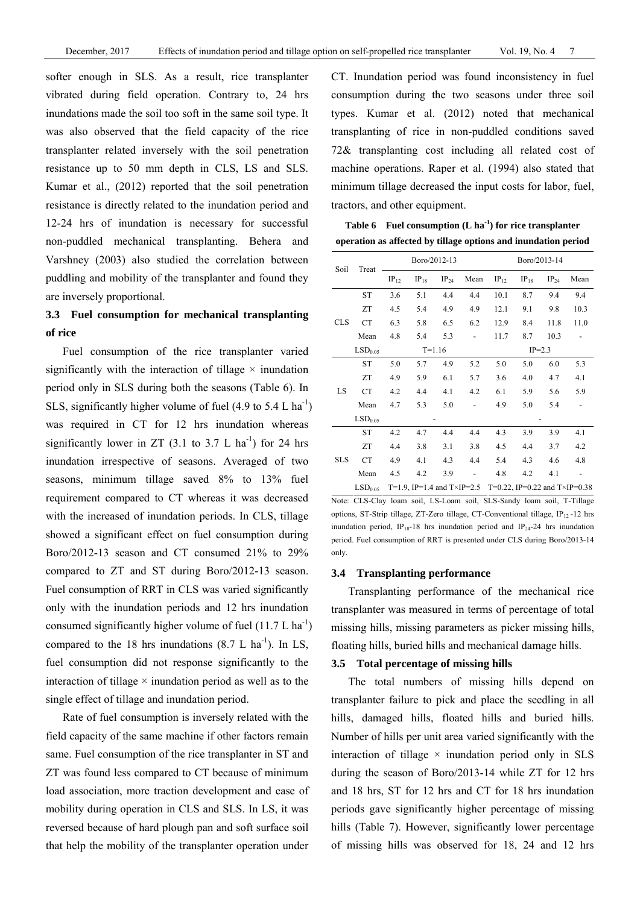softer enough in SLS. As a result, rice transplanter vibrated during field operation. Contrary to, 24 hrs inundations made the soil too soft in the same soil type. It was also observed that the field capacity of the rice transplanter related inversely with the soil penetration resistance up to 50 mm depth in CLS, LS and SLS. Kumar et al., (2012) reported that the soil penetration resistance is directly related to the inundation period and 12-24 hrs of inundation is necessary for successful non-puddled mechanical transplanting. Behera and Varshney (2003) also studied the correlation between puddling and mobility of the transplanter and found they are inversely proportional.

### 3.3 Fuel consumption for mechanical transplanting of rice

Fuel consumption of the rice transplanter varied significantly with the interaction of tillage × inundation period only in SLS during both the seasons (Table 6). In SLS, significantly higher volume of fuel (4.9 to 5.4 L $ha^{-1}$) was required in CT for 12 hrs inundation whereas significantly lower in ZT (3.1 to 3.7 L $ha^{-1}$) for 24 hrs inundation irrespective of seasons. Averaged of two seasons, minimum tillage saved 8% to 13% fuel requirement compared to CT whereas it was decreased with the increased of inundation periods. In CLS, tillage showed a significant effect on fuel consumption during Boro/2012-13 season and CT consumed 21% to 29% compared to ZT and ST during Boro/2012-13 season. Fuel consumption of RRT in CLS was varied significantly only with the inundation periods and 12 hrs inundation consumed significantly higher volume of fuel (11.7 L $ha^{-1}$) compared to the 18 hrs inundations (8.7 L $ha^{-1}$). In LS, fuel consumption did not response significantly to the interaction of tillage × inundation period as well as to the single effect of tillage and inundation period.

Rate of fuel consumption is inversely related with the field capacity of the same machine if other factors remain same. Fuel consumption of the rice transplanter in ST and ZT was found less compared to CT because of minimum load association, more traction development and ease of mobility during operation in CLS and SLS. In LS, it was reversed because of hard plough pan and soft surface soil that help the mobility of the transplanter operation under CT. Inundation period was found inconsistency in fuel consumption during the two seasons under three soil types. Kumar et al. (2012) noted that mechanical transplanting of rice in non-puddled conditions saved 72& transplanting cost including all related cost of machine operations. Raper et al. (1994) also stated that minimum tillage decreased the input costs for labor, fuel, tractors, and other equipment.

**Table 6 Fuel consumption (L $ha^{-1}$) for rice transplanter operation as affected by tillage options and inundation period**

| Soil | Treat | Boro/2012-13 | | | | Boro/2013-14 | | | |
|---|---|---|---|---|---|---|---|---|---|
| | | $IP_{12}$ | $IP_{18}$ | $IP_{24}$ | Mean | $IP_{12}$ | $IP_{18}$ | $IP_{24}$ | Mean |
| CLS | ST | 3.6 | 5.1 | 4.4 | 4.4 | 10.1 | 8.7 | 9.4 | 9.4 |
| | ZT | 4.5 | 5.4 | 4.9 | 4.9 | 12.1 | 9.1 | 9.8 | 10.3 |
| | CT | 6.3 | 5.8 | 6.5 | 6.2 | 12.9 | 8.4 | 11.8 | 11.0 |
| | Mean | 4.8 | 5.4 | 5.3 | - | 11.7 | 8.7 | 10.3 | - |
| | $LSD_{0.05}$ | T=1.16 | | | | IP=2.3 | | | |
| LS | ST | 5.0 | 5.7 | 4.9 | 5.2 | 5.0 | 5.0 | 6.0 | 5.3 |
| | ZT | 4.9 | 5.9 | 6.1 | 5.7 | 3.6 | 4.0 | 4.7 | 4.1 |
| | CT | 4.2 | 4.4 | 4.1 | 4.2 | 6.1 | 5.9 | 5.6 | 5.9 |
| | Mean | 4.7 | 5.3 | 5.0 | - | 4.9 | 5.0 | 5.4 | - |
| | $LSD_{0.05}$ | - | | | | - | | | |
| SLS | ST | 4.2 | 4.7 | 4.4 | 4.4 | 4.3 | 3.9 | 3.9 | 4.1 |
| | ZT | 4.4 | 3.8 | 3.1 | 3.8 | 4.5 | 4.4 | 3.7 | 4.2 |
| | CT | 4.9 | 4.1 | 4.3 | 4.4 | 5.4 | 4.3 | 4.6 | 4.8 |
| | Mean | 4.5 | 4.2 | 3.9 | - | 4.8 | 4.2 | 4.1 | - |
| | $LSD_{0.05}$ | T=1.9, IP=1.4 and T×IP=2.5 | | | | T=0.22, IP=0.22 and T×IP=0.38 | | | |

Note: CLS-Clay loam soil, LS-Loam soil, SLS-Sandy loam soil, T-Tillage options, ST-Strip tillage, ZT-Zero tillage, CT-Conventional tillage, $IP_{12}$-12 hrs inundation period, $IP_{18}$-18 hrs inundation period and $IP_{24}$-24 hrs inundation period. Fuel consumption of RRT is presented under CLS during Boro/2013-14 only.

### 3.4 Transplanting performance

Transplanting performance of the mechanical rice transplanter was measured in terms of percentage of total missing hills, missing parameters as picker missing hills, floating hills, buried hills and mechanical damage hills.

### 3.5 Total percentage of missing hills

The total numbers of missing hills depend on transplanter failure to pick and place the seedling in all hills, damaged hills, floated hills and buried hills. Number of hills per unit area varied significantly with the interaction of tillage × inundation period only in SLS during the season of Boro/2013-14 while ZT for 12 hrs and 18 hrs, ST for 12 hrs and CT for 18 hrs inundation periods gave significantly higher percentage of missing hills (Table 7). However, significantly lower percentage of missing hills was observed for 18, 24 and 12 hrs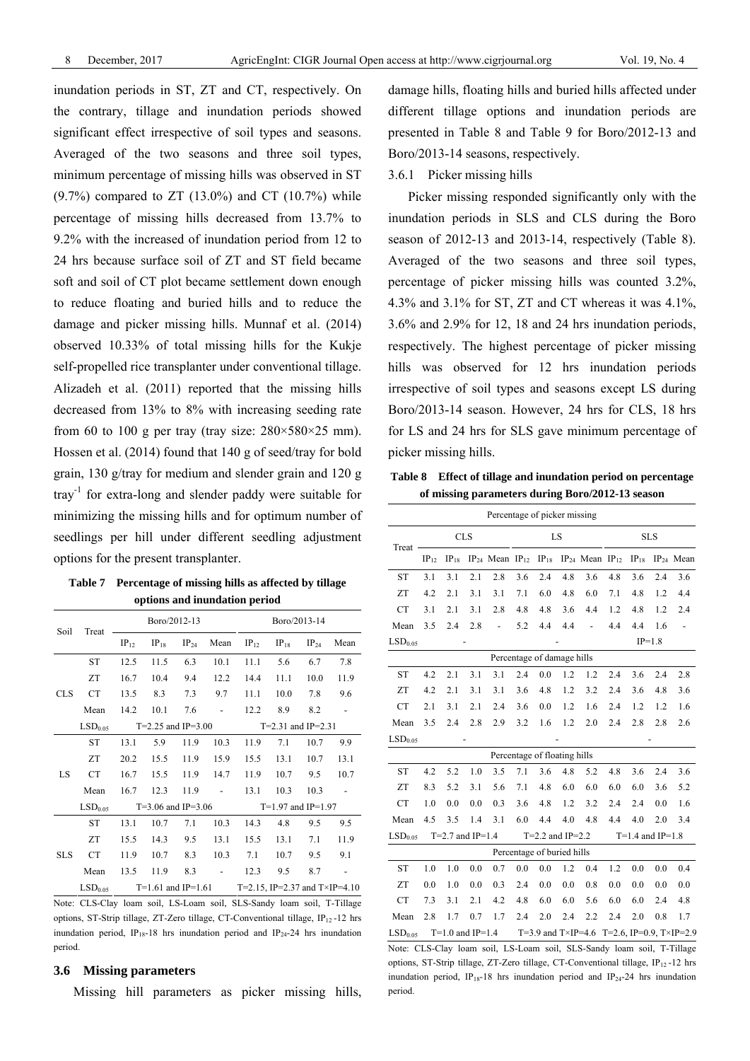inundation periods in ST, ZT and CT, respectively. On the contrary, tillage and inundation periods showed significant effect irrespective of soil types and seasons. Averaged of the two seasons and three soil types, minimum percentage of missing hills was observed in ST (9.7%) compared to ZT (13.0%) and CT (10.7%) while percentage of missing hills decreased from 13.7% to 9.2% with the increased of inundation period from 12 to 24 hrs because surface soil of ZT and ST field became soft and soil of CT plot became settlement down enough to reduce floating and buried hills and to reduce the damage and picker missing hills. Munnaf et al. (2014) observed 10.33% of total missing hills for the Kukje self-propelled rice transplanter under conventional tillage. Alizadeh et al. (2011) reported that the missing hills decreased from 13% to 8% with increasing seeding rate from 60 to 100 g per tray (tray size: 280×580×25 mm). Hossen et al. (2014) found that 140 g of seed/tray for bold grain, 130 g/tray for medium and slender grain and 120 g tray$^{-1}$ for extra-long and slender paddy were suitable for minimizing the missing hills and for optimum number of seedlings per hill under different seedling adjustment options for the present transplanter.

**Table 7 Percentage of missing hills as affected by tillage options and inundation period**

| Soil | Treat | Boro/2012-13 | | | | Boro/2013-14 | | | |
|---|---|---|---|---|---|---|---|---|---|
| | | $IP_{12}$ | $IP_{18}$ | $IP_{24}$ | Mean | $IP_{12}$ | $IP_{18}$ | $IP_{24}$ | Mean |
| CLS | ST | 12.5 | 11.5 | 6.3 | 10.1 | 11.1 | 5.6 | 6.7 | 7.8 |
| | ZT | 16.7 | 10.4 | 9.4 | 12.2 | 14.4 | 11.1 | 10.0 | 11.9 |
| | CT | 13.5 | 8.3 | 7.3 | 9.7 | 11.1 | 10.0 | 7.8 | 9.6 |
| | Mean | 14.2 | 10.1 | 7.6 | - | 12.2 | 8.9 | 8.2 | - |
| | $LSD_{0.05}$ | T=2.25 and IP=3.00 | | | | T=2.31 and IP=2.31 | | | |
| LS | ST | 13.1 | 5.9 | 11.9 | 10.3 | 11.9 | 7.1 | 10.7 | 9.9 |
| | ZT | 20.2 | 15.5 | 11.9 | 15.9 | 15.5 | 13.1 | 10.7 | 13.1 |
| | CT | 16.7 | 15.5 | 11.9 | 14.7 | 11.9 | 10.7 | 9.5 | 10.7 |
| | Mean | 16.7 | 12.3 | 11.9 | - | 13.1 | 10.3 | 10.3 | - |
| | $LSD_{0.05}$ | T=3.06 and IP=3.06 | | | | T=1.97 and IP=1.97 | | | |
| SLS | ST | 13.1 | 10.7 | 7.1 | 10.3 | 14.3 | 4.8 | 9.5 | 9.5 |
| | ZT | 15.5 | 14.3 | 9.5 | 13.1 | 15.5 | 13.1 | 7.1 | 11.9 |
| | CT | 11.9 | 10.7 | 8.3 | 10.3 | 7.1 | 10.7 | 9.5 | 9.1 |
| | Mean | 13.5 | 11.9 | 8.3 | - | 12.3 | 9.5 | 8.7 | - |
| | $LSD_{0.05}$ | T=1.61 and IP=1.61 | | | | T=2.15, IP=2.37 and T×IP=4.10 | | | |

Note: CLS-Clay loam soil, LS-Loam soil, SLS-Sandy loam soil, T-Tillage options, ST-Strip tillage, ZT-Zero tillage, CT-Conventional tillage, $IP_{12}$ -12 hrs inundation period, $IP_{18}$-18 hrs inundation period and $IP_{24}$-24 hrs inundation period.

### 3.6 Missing parameters

Missing hill parameters as picker missing hills, damage hills, floating hills and buried hills affected under different tillage options and inundation periods are presented in Table 8 and Table 9 for Boro/2012-13 and Boro/2013-14 seasons, respectively.

#### 3.6.1 Picker missing hills

Picker missing responded significantly only with the inundation periods in SLS and CLS during the Boro season of 2012-13 and 2013-14, respectively (Table 8). Averaged of the two seasons and three soil types, percentage of picker missing hills was counted 3.2%, 4.3% and 3.1% for ST, ZT and CT whereas it was 4.1%, 3.6% and 2.9% for 12, 18 and 24 hrs inundation periods, respectively. The highest percentage of picker missing hills was observed for 12 hrs inundation periods irrespective of soil types and seasons except LS during Boro/2013-14 season. However, 24 hrs for CLS, 18 hrs for LS and 24 hrs for SLS gave minimum percentage of picker missing hills.

**Table 8 Effect of tillage and inundation period on percentage of missing parameters during Boro/2012-13 season**

| Treat | CLS | | | | LS | | | | SLS | | | |
|---|---|---|---|---|---|---|---|---|---|---|---|---|
| | $IP_{12}$ | $IP_{18}$ | $IP_{24}$ | Mean | $IP_{12}$ | $IP_{18}$ | $IP_{24}$ | Mean | $IP_{12}$ | $IP_{18}$ | $IP_{24}$ | Mean |
| **Percentage of picker missing** | | | | | | | | | | | | |
| ST | 3.1 | 3.1 | 2.1 | 2.8 | 3.6 | 2.4 | 4.8 | 3.6 | 4.8 | 3.6 | 2.4 | 3.6 |
| ZT | 4.2 | 2.1 | 3.1 | 3.1 | 7.1 | 6.0 | 4.8 | 6.0 | 7.1 | 4.8 | 1.2 | 4.4 |
| CT | 3.1 | 2.1 | 3.1 | 2.8 | 4.8 | 4.8 | 3.6 | 4.4 | 1.2 | 4.8 | 1.2 | 2.4 |
| Mean | 3.5 | 2.4 | 2.8 | - | 5.2 | 4.4 | 4.4 | - | 4.4 | 4.4 | 1.6 | - |
| $LSD_{0.05}$ | - | | | | - | | | | IP=1.8 | | | |
| **Percentage of damage hills** | | | | | | | | | | | | |
| ST | 4.2 | 2.1 | 3.1 | 3.1 | 2.4 | 0.0 | 1.2 | 1.2 | 2.4 | 3.6 | 2.4 | 2.8 |
| ZT | 4.2 | 2.1 | 3.1 | 3.1 | 3.6 | 4.8 | 1.2 | 3.2 | 2.4 | 3.6 | 4.8 | 3.6 |
| CT | 2.1 | 3.1 | 2.1 | 2.4 | 3.6 | 0.0 | 1.2 | 1.6 | 2.4 | 1.2 | 1.2 | 1.6 |
| Mean | 3.5 | 2.4 | 2.8 | 2.9 | 3.2 | 1.6 | 1.2 | 2.0 | 2.4 | 2.8 | 2.8 | 2.6 |
| $LSD_{0.05}$ | - | | | | - | | | | - | | | |
| **Percentage of floating hills** | | | | | | | | | | | | |
| ST | 4.2 | 5.2 | 1.0 | 3.5 | 7.1 | 3.6 | 4.8 | 5.2 | 4.8 | 3.6 | 2.4 | 3.6 |
| ZT | 8.3 | 5.2 | 3.1 | 5.6 | 7.1 | 4.8 | 6.0 | 6.0 | 6.0 | 6.0 | 3.6 | 5.2 |
| CT | 1.0 | 0.0 | 0.0 | 0.3 | 3.6 | 4.8 | 1.2 | 3.2 | 2.4 | 2.4 | 0.0 | 1.6 |
| Mean | 4.5 | 3.5 | 1.4 | 3.1 | 6.0 | 4.4 | 4.0 | 4.8 | 4.4 | 4.0 | 2.0 | 3.4 |
| $LSD_{0.05}$ | T=2.7 and IP=1.4 | | | | T=2.2 and IP=2.2 | | | | T=1.4 and IP=1.8 | | | |
| **Percentage of buried hills** | | | | | | | | | | | | |
| ST | 1.0 | 1.0 | 0.0 | 0.7 | 0.0 | 0.0 | 1.2 | 0.4 | 1.2 | 0.0 | 0.0 | 0.4 |
| ZT | 0.0 | 1.0 | 0.0 | 0.3 | 2.4 | 0.0 | 0.0 | 0.8 | 0.0 | 0.0 | 0.0 | 0.0 |
| CT | 7.3 | 3.1 | 2.1 | 4.2 | 4.8 | 6.0 | 6.0 | 5.6 | 6.0 | 6.0 | 2.4 | 4.8 |
| Mean | 2.8 | 1.7 | 0.7 | 1.7 | 2.4 | 2.0 | 2.4 | 2.2 | 2.4 | 2.0 | 0.8 | 1.7 |
| $LSD_{0.05}$ | T=1.0 and IP=1.4 | | | | T=3.9 and T×IP=4.6 | | | | T=2.6, IP=0.9, T×IP=2.9 | | | |

Note: CLS-Clay loam soil, LS-Loam soil, SLS-Sandy loam soil, T-Tillage options, ST-Strip tillage, ZT-Zero tillage, CT-Conventional tillage, $IP_{12}$ -12 hrs inundation period, $IP_{18}$-18 hrs inundation period and $IP_{24}$-24 hrs inundation period.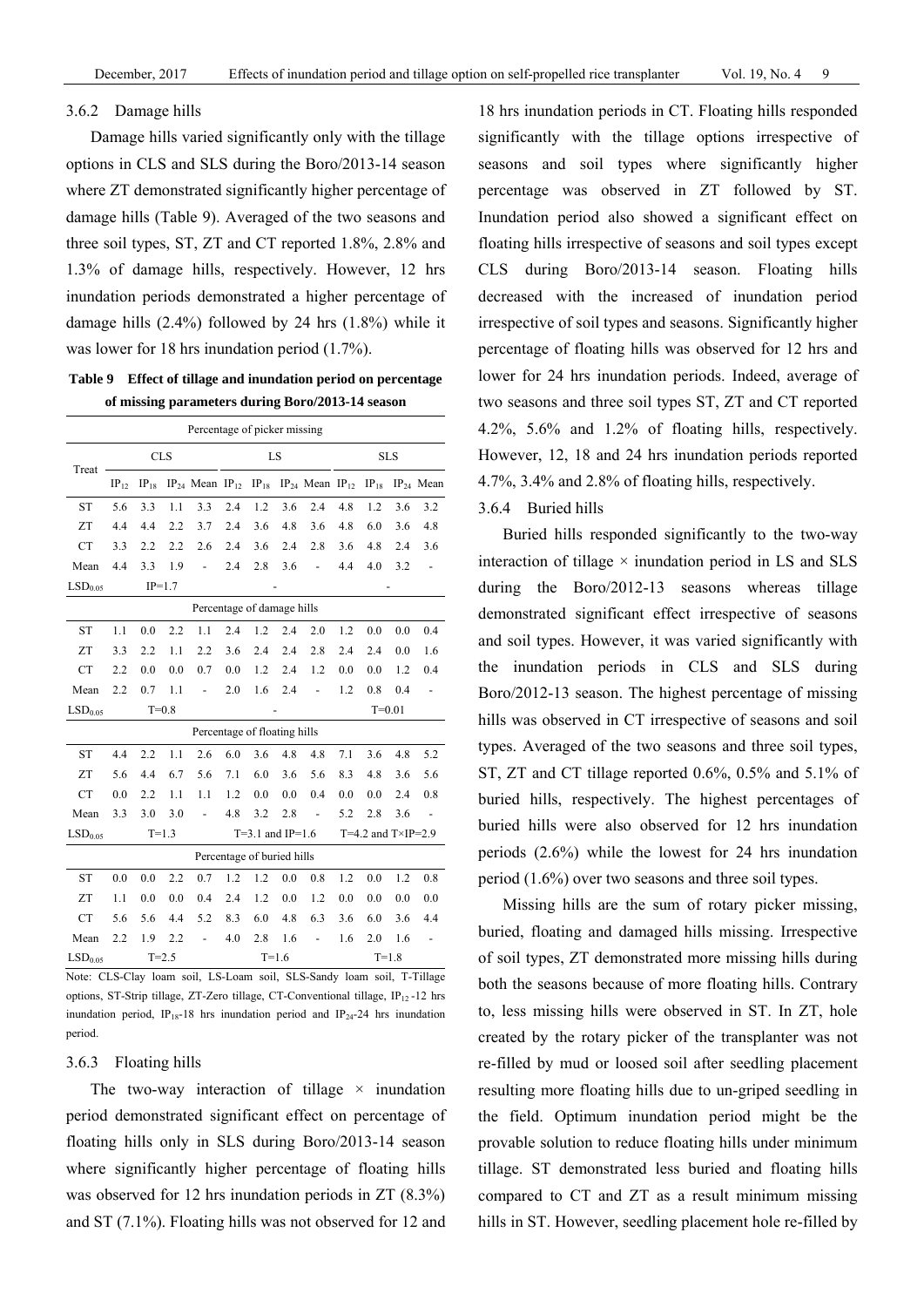### 3.6.2 Damage hills

Damage hills varied significantly only with the tillage options in CLS and SLS during the Boro/2013-14 season where ZT demonstrated significantly higher percentage of damage hills (Table 9). Averaged of the two seasons and three soil types, ST, ZT and CT reported 1.8%, 2.8% and 1.3% of damage hills, respectively. However, 12 hrs inundation periods demonstrated a higher percentage of damage hills (2.4%) followed by 24 hrs (1.8%) while it was lower for 18 hrs inundation period (1.7%).

**Table 9 Effect of tillage and inundation period on percentage of missing parameters during Boro/2013-14 season**

| Treat | CLS | | | | LS | | | | SLS | | | |
|---|---|---|---|---|---|---|---|---|---|---|---|---|
| | $IP_{12}$ | $IP_{18}$ | $IP_{24}$ | Mean | $IP_{12}$ | $IP_{18}$ | $IP_{24}$ | Mean | $IP_{12}$ | $IP_{18}$ | $IP_{24}$ | Mean |
| **Percentage of picker missing** | | | | | | | | | | | | |
| ST | 5.6 | 3.3 | 1.1 | 3.3 | 2.4 | 1.2 | 3.6 | 2.4 | 4.8 | 1.2 | 3.6 | 3.2 |
| ZT | 4.4 | 4.4 | 2.2 | 3.7 | 2.4 | 3.6 | 4.8 | 3.6 | 4.8 | 6.0 | 3.6 | 4.8 |
| CT | 3.3 | 2.2 | 2.2 | 2.6 | 2.4 | 3.6 | 2.4 | 2.8 | 3.6 | 4.8 | 2.4 | 3.6 |
| Mean | 4.4 | 3.3 | 1.9 | - | 2.4 | 2.8 | 3.6 | - | 4.4 | 4.0 | 3.2 | - |
| $LSD_{0.05}$ | IP=1.7 | | | | - | | | | - | | | |
| **Percentage of damage hills** | | | | | | | | | | | | |
| ST | 1.1 | 0.0 | 2.2 | 1.1 | 2.4 | 1.2 | 2.4 | 2.0 | 1.2 | 0.0 | 0.0 | 0.4 |
| ZT | 3.3 | 2.2 | 1.1 | 2.2 | 3.6 | 2.4 | 2.4 | 2.8 | 2.4 | 2.4 | 0.0 | 1.6 |
| CT | 2.2 | 0.0 | 0.0 | 0.7 | 0.0 | 1.2 | 2.4 | 1.2 | 0.0 | 0.0 | 1.2 | 0.4 |
| Mean | 2.2 | 0.7 | 1.1 | - | 2.0 | 1.6 | 2.4 | - | 1.2 | 0.8 | 0.4 | - |
| $LSD_{0.05}$ | T=0.8 | | | | - | | | | T=0.01 | | | |
| **Percentage of floating hills** | | | | | | | | | | | | |
| ST | 4.4 | 2.2 | 1.1 | 2.6 | 6.0 | 3.6 | 4.8 | 4.8 | 7.1 | 3.6 | 4.8 | 5.2 |
| ZT | 5.6 | 4.4 | 6.7 | 5.6 | 7.1 | 6.0 | 3.6 | 5.6 | 8.3 | 4.8 | 3.6 | 5.6 |
| CT | 0.0 | 2.2 | 1.1 | 1.1 | 1.2 | 0.0 | 0.0 | 0.4 | 0.0 | 0.0 | 2.4 | 0.8 |
| Mean | 3.3 | 3.0 | 3.0 | - | 4.8 | 3.2 | 2.8 | - | 5.2 | 2.8 | 3.6 | - |
| $LSD_{0.05}$ | T=1.3 | | | | T=3.1 and IP=1.6 | | | | T=4.2 and T×IP=2.9 | | | |
| **Percentage of buried hills** | | | | | | | | | | | | |
| ST | 0.0 | 0.0 | 2.2 | 0.7 | 1.2 | 1.2 | 0.0 | 0.8 | 1.2 | 0.0 | 1.2 | 0.8 |
| ZT | 1.1 | 0.0 | 0.0 | 0.4 | 2.4 | 1.2 | 0.0 | 1.2 | 0.0 | 0.0 | 0.0 | 0.0 |
| CT | 5.6 | 5.6 | 4.4 | 5.2 | 8.3 | 6.0 | 4.8 | 6.3 | 3.6 | 6.0 | 3.6 | 4.4 |
| Mean | 2.2 | 1.9 | 2.2 | - | 4.0 | 2.8 | 1.6 | - | 1.6 | 2.0 | 1.6 | - |
| $LSD_{0.05}$ | T=2.5 | | | | T=1.6 | | | | T=1.8 | | | |

Note: CLS-Clay loam soil, LS-Loam soil, SLS-Sandy loam soil, T-Tillage options, ST-Strip tillage, ZT-Zero tillage, CT-Conventional tillage, $IP_{12}$-12 hrs inundation period, $IP_{18}$-18 hrs inundation period and $IP_{24}$-24 hrs inundation period.

### 3.6.3 Floating hills

The two-way interaction of tillage × inundation period demonstrated significant effect on percentage of floating hills only in SLS during Boro/2013-14 season where significantly higher percentage of floating hills was observed for 12 hrs inundation periods in ZT (8.3%) and ST (7.1%). Floating hills was not observed for 12 and 18 hrs inundation periods in CT. Floating hills responded significantly with the tillage options irrespective of seasons and soil types where significantly higher percentage was observed in ZT followed by ST. Inundation period also showed a significant effect on floating hills irrespective of seasons and soil types except CLS during Boro/2013-14 season. Floating hills decreased with the increased of inundation period irrespective of soil types and seasons. Significantly higher percentage of floating hills was observed for 12 hrs and lower for 24 hrs inundation periods. Indeed, average of two seasons and three soil types ST, ZT and CT reported 4.2%, 5.6% and 1.2% of floating hills, respectively. However, 12, 18 and 24 hrs inundation periods reported 4.7%, 3.4% and 2.8% of floating hills, respectively.

### 3.6.4 Buried hills

Buried hills responded significantly to the two-way interaction of tillage × inundation period in LS and SLS during the Boro/2012-13 seasons whereas tillage demonstrated significant effect irrespective of seasons and soil types. However, it was varied significantly with the inundation periods in CLS and SLS during Boro/2012-13 season. The highest percentage of missing hills was observed in CT irrespective of seasons and soil types. Averaged of the two seasons and three soil types, ST, ZT and CT tillage reported 0.6%, 0.5% and 5.1% of buried hills, respectively. The highest percentages of buried hills were also observed for 12 hrs inundation periods (2.6%) while the lowest for 24 hrs inundation period (1.6%) over two seasons and three soil types.

Missing hills are the sum of rotary picker missing, buried, floating and damaged hills missing. Irrespective of soil types, ZT demonstrated more missing hills during both the seasons because of more floating hills. Contrary to, less missing hills were observed in ST. In ZT, hole created by the rotary picker of the transplanter was not re-filled by mud or loosed soil after seedling placement resulting more floating hills due to un-griped seedling in the field. Optimum inundation period might be the provable solution to reduce floating hills under minimum tillage. ST demonstrated less buried and floating hills compared to CT and ZT as a result minimum missing hills in ST. However, seedling placement hole re-filled by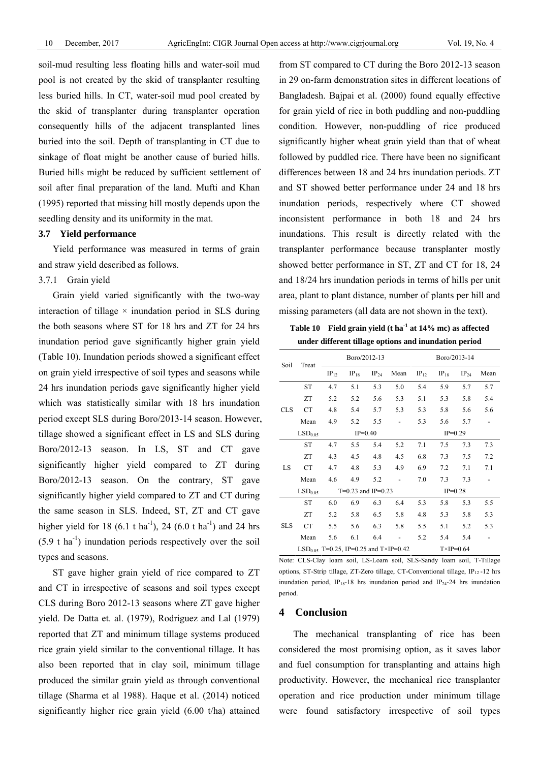soil-mud resulting less floating hills and water-soil mud pool is not created by the skid of transplanter resulting less buried hills. In CT, water-soil mud pool created by the skid of transplanter during transplanter operation consequently hills of the adjacent transplanted lines buried into the soil. Depth of transplanting in CT due to sinkage of float might be another cause of buried hills. Buried hills might be reduced by sufficient settlement of soil after final preparation of the land. Mufti and Khan (1995) reported that missing hill mostly depends upon the seedling density and its uniformity in the mat.

### 3.7 Yield performance

Yield performance was measured in terms of grain and straw yield described as follows.

#### 3.7.1 Grain yield

Grain yield varied significantly with the two-way interaction of tillage × inundation period in SLS during the both seasons where ST for 18 hrs and ZT for 24 hrs inundation period gave significantly higher grain yield (Table 10). Inundation periods showed a significant effect on grain yield irrespective of soil types and seasons while 24 hrs inundation periods gave significantly higher yield which was statistically similar with 18 hrs inundation period except SLS during Boro/2013-14 season. However, tillage showed a significant effect in LS and SLS during Boro/2012-13 season. In LS, ST and CT gave significantly higher yield compared to ZT during Boro/2012-13 season. On the contrary, ST gave significantly higher yield compared to ZT and CT during the same season in SLS. Indeed, ST, ZT and CT gave higher yield for 18 (6.1 t ha$^{-1}$), 24 (6.0 t ha$^{-1}$) and 24 hrs (5.9 t ha$^{-1}$) inundation periods respectively over the soil types and seasons.

ST gave higher grain yield of rice compared to ZT and CT in irrespective of seasons and soil types except CLS during Boro 2012-13 seasons where ZT gave higher yield. De Datta et. al. (1979), Rodriguez and Lal (1979) reported that ZT and minimum tillage systems produced rice grain yield similar to the conventional tillage. It has also been reported that in clay soil, minimum tillage produced the similar grain yield as through conventional tillage (Sharma et al 1988). Haque et al. (2014) noticed significantly higher rice grain yield (6.00 t/ha) attained from ST compared to CT during the Boro 2012-13 season in 29 on-farm demonstration sites in different locations of Bangladesh. Bajpai et al. (2000) found equally effective for grain yield of rice in both puddling and non-puddling condition. However, non-puddling of rice produced significantly higher wheat grain yield than that of wheat followed by puddled rice. There have been no significant differences between 18 and 24 hrs inundation periods. ZT and ST showed better performance under 24 and 18 hrs inundation periods, respectively where CT showed inconsistent performance in both 18 and 24 hrs inundations. This result is directly related with the transplanter performance because transplanter mostly showed better performance in ST, ZT and CT for 18, 24 and 18/24 hrs inundation periods in terms of hills per unit area, plant to plant distance, number of plants per hill and missing parameters (all data are not shown in the text).

**Table 10 Field grain yield (t ha$^{-1}$ at 14% mc) as affected under different tillage options and inundation period**

| Soil | Treat | Boro/2012-13 | | | | Boro/2013-14 | | | |
|---|---|---|---|---|---|---|---|---|---|
| | | $IP_{12}$ | $IP_{18}$ | $IP_{24}$ | Mean | $IP_{12}$ | $IP_{18}$ | $IP_{24}$ | Mean |
| CLS | ST | 4.7 | 5.1 | 5.3 | 5.0 | 5.4 | 5.9 | 5.7 | 5.7 |
| | ZT | 5.2 | 5.2 | 5.6 | 5.3 | 5.1 | 5.3 | 5.8 | 5.4 |
| | CT | 4.8 | 5.4 | 5.7 | 5.3 | 5.3 | 5.8 | 5.6 | 5.6 |
| | Mean | 4.9 | 5.2 | 5.5 | - | 5.3 | 5.6 | 5.7 | - |
| | $LSD_{0.05}$ | IP=0.40 | | | | IP=0.29 | | | |
| LS | ST | 4.7 | 5.5 | 5.4 | 5.2 | 7.1 | 7.5 | 7.3 | 7.3 |
| | ZT | 4.3 | 4.5 | 4.8 | 4.5 | 6.8 | 7.3 | 7.5 | 7.2 |
| | CT | 4.7 | 4.8 | 5.3 | 4.9 | 6.9 | 7.2 | 7.1 | 7.1 |
| | Mean | 4.6 | 4.9 | 5.2 | - | 7.0 | 7.3 | 7.3 | - |
| | $LSD_{0.05}$ | T=0.23 and IP=0.23 | | | | IP=0.28 | | | |
| SLS | ST | 6.0 | 6.9 | 6.3 | 6.4 | 5.3 | 5.8 | 5.3 | 5.5 |
| | ZT | 5.2 | 5.8 | 6.5 | 5.8 | 4.8 | 5.3 | 5.8 | 5.3 |
| | CT | 5.5 | 5.6 | 6.3 | 5.8 | 5.5 | 5.1 | 5.2 | 5.3 |
| | Mean | 5.6 | 6.1 | 6.4 | - | 5.2 | 5.4 | 5.4 | - |
| | $LSD_{0.05}$ | T=0.25, IP=0.25 and T×IP=0.42 | | | | T×IP=0.64 | | | |

Note: CLS-Clay loam soil, LS-Loam soil, SLS-Sandy loam soil, T-Tillage options, ST-Strip tillage, ZT-Zero tillage, CT-Conventional tillage, $IP_{12}$ -12 hrs inundation period, $IP_{18}$-18 hrs inundation period and $IP_{24}$-24 hrs inundation period.

## 4 Conclusion

The mechanical transplanting of rice has been considered the most promising option, as it saves labor and fuel consumption for transplanting and attains high productivity. However, the mechanical rice transplanter operation and rice production under minimum tillage were found satisfactory irrespective of soil types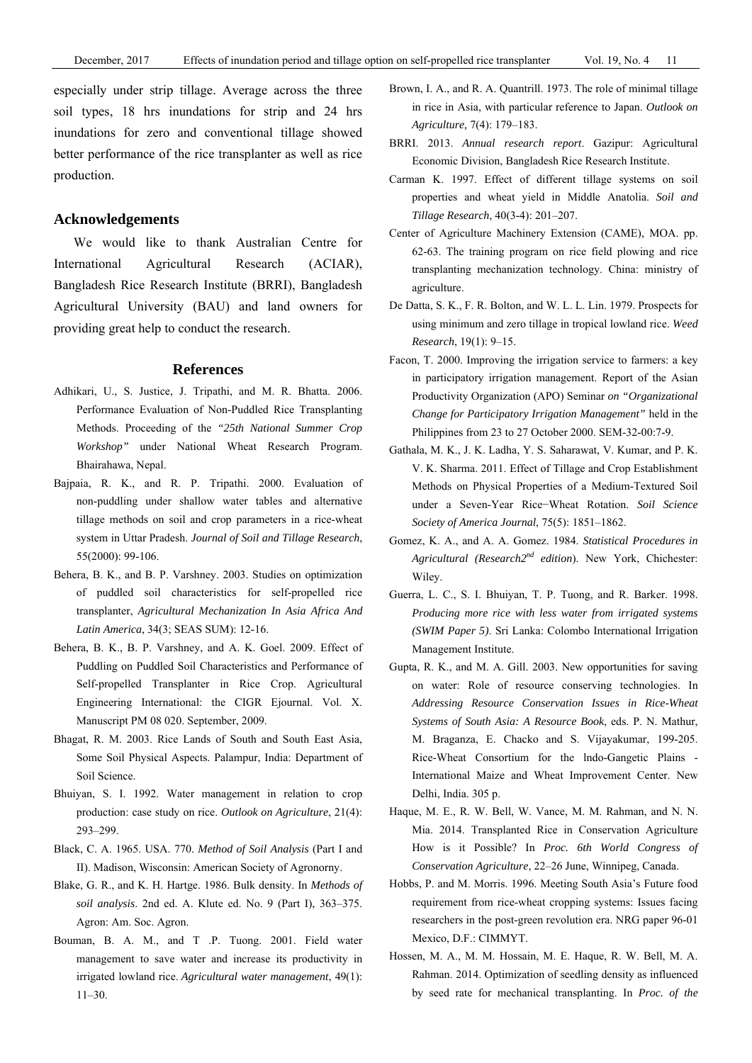especially under strip tillage. Average across the three soil types, 18 hrs inundations for strip and 24 hrs inundations for zero and conventional tillage showed better performance of the rice transplanter as well as rice production.

## Acknowledgements

We would like to thank Australian Centre for International Agricultural Research (ACIAR), Bangladesh Rice Research Institute (BRRI), Bangladesh Agricultural University (BAU) and land owners for providing great help to conduct the research.

## References

Adhikari, U., S. Justice, J. Tripathi, and M. R. Bhatta. 2006. Performance Evaluation of Non-Puddled Rice Transplanting Methods. Proceeding of the *"25th National Summer Crop Workshop"* under National Wheat Research Program. Bhairahawa, Nepal.

Bajpaia, R. K., and R. P. Tripathi. 2000. Evaluation of non-puddling under shallow water tables and alternative tillage methods on soil and crop parameters in a rice-wheat system in Uttar Pradesh. *Journal of Soil and Tillage Research*, 55(2000): 99-106.

Behera, B. K., and B. P. Varshney. 2003. Studies on optimization of puddled soil characteristics for self-propelled rice transplanter, *Agricultural Mechanization In Asia Africa And Latin America*, 34(3; SEAS SUM): 12-16.

Behera, B. K., B. P. Varshney, and A. K. Goel. 2009. Effect of Puddling on Puddled Soil Characteristics and Performance of Self-propelled Transplanter in Rice Crop. Agricultural Engineering International: the CIGR Ejournal. Vol. X. Manuscript PM 08 020. September, 2009.

Bhagat, R. M. 2003. Rice Lands of South and South East Asia, Some Soil Physical Aspects. Palampur, India: Department of Soil Science.

Bhuiyan, S. I. 1992. Water management in relation to crop production: case study on rice. *Outlook on Agriculture*, 21(4): 293–299.

Black, C. A. 1965. USA. 770. *Method of Soil Analysis* (Part I and II). Madison, Wisconsin: American Society of Agronorny.

Blake, G. R., and K. H. Hartge. 1986. Bulk density. In *Methods of soil analysis*. 2nd ed. A. Klute ed. No. 9 (Part I), 363–375. Agron: Am. Soc. Agron.

Bouman, B. A. M., and T .P. Tuong. 2001. Field water management to save water and increase its productivity in irrigated lowland rice. *Agricultural water management*, 49(1): 11–30.

Brown, I. A., and R. A. Quantrill. 1973. The role of minimal tillage in rice in Asia, with particular reference to Japan. *Outlook on Agriculture*, 7(4): 179–183.

BRRI. 2013. *Annual research report*. Gazipur: Agricultural Economic Division, Bangladesh Rice Research Institute.

Carman K. 1997. Effect of different tillage systems on soil properties and wheat yield in Middle Anatolia. *Soil and Tillage Research*, 40(3-4): 201–207.

Center of Agriculture Machinery Extension (CAME), MOA. pp. 62-63. The training program on rice field plowing and rice transplanting mechanization technology. China: ministry of agriculture.

De Datta, S. K., F. R. Bolton, and W. L. L. Lin. 1979. Prospects for using minimum and zero tillage in tropical lowland rice. *Weed Research*, 19(1): 9–15.

Facon, T. 2000. Improving the irrigation service to farmers: a key in participatory irrigation management. Report of the Asian Productivity Organization (APO) Seminar *on "Organizational Change for Participatory Irrigation Management"* held in the Philippines from 23 to 27 October 2000. SEM-32-00:7-9.

Gathala, M. K., J. K. Ladha, Y. S. Saharawat, V. Kumar, and P. K. V. K. Sharma. 2011. Effect of Tillage and Crop Establishment Methods on Physical Properties of a Medium-Textured Soil under a Seven-Year Rice−Wheat Rotation. *Soil Science Society of America Journal*, 75(5): 1851–1862.

Gomez, K. A., and A. A. Gomez. 1984. *Statistical Procedures in Agricultural (Research2nd edition)*. New York, Chichester: Wiley.

Guerra, L. C., S. I. Bhuiyan, T. P. Tuong, and R. Barker. 1998. *Producing more rice with less water from irrigated systems (SWIM Paper 5)*. Sri Lanka: Colombo International Irrigation Management Institute.

Gupta, R. K., and M. A. Gill. 2003. New opportunities for saving on water: Role of resource conserving technologies. In *Addressing Resource Conservation Issues in Rice-Wheat Systems of South Asia: A Resource Book*, eds. P. N. Mathur, M. Braganza, E. Chacko and S. Vijayakumar, 199-205. Rice-Wheat Consortium for the lndo-Gangetic Plains - International Maize and Wheat Improvement Center. New Delhi, India. 305 p.

Haque, M. E., R. W. Bell, W. Vance, M. M. Rahman, and N. N. Mia. 2014. Transplanted Rice in Conservation Agriculture How is it Possible? In *Proc. 6th World Congress of Conservation Agriculture*, 22–26 June, Winnipeg, Canada.

Hobbs, P. and M. Morris. 1996. Meeting South Asia's Future food requirement from rice-wheat cropping systems: Issues facing researchers in the post-green revolution era. NRG paper 96-01 Mexico, D.F.: CIMMYT.

Hossen, M. A., M. M. Hossain, M. E. Haque, R. W. Bell, M. A. Rahman. 2014. Optimization of seedling density as influenced by seed rate for mechanical transplanting. In *Proc. of the*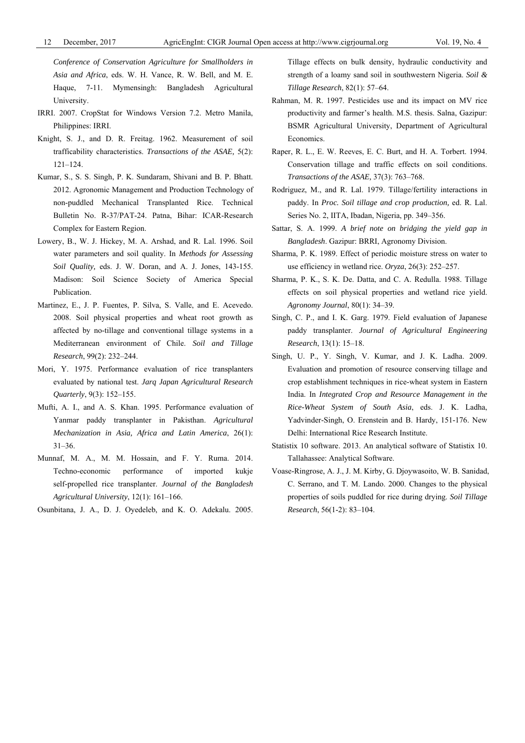*Conference of Conservation Agriculture for Smallholders in Asia and Africa*, eds. W. H. Vance, R. W. Bell, and M. E. Haque, 7-11. Mymensingh: Bangladesh Agricultural University.

IRRI. 2007. CropStat for Windows Version 7.2. Metro Manila, Philippines: IRRI.

Knight, S. J., and D. R. Freitag. 1962. Measurement of soil trafficability characteristics. *Transactions of the ASAE,* 5(2): 121–124.

Kumar, S., S. S. Singh, P. K. Sundaram, Shivani and B. P. Bhatt. 2012. Agronomic Management and Production Technology of non-puddled Mechanical Transplanted Rice. Technical Bulletin No. R-37/PAT-24. Patna, Bihar: ICAR-Research Complex for Eastern Region.

Lowery, B., W. J. Hickey, M. A. Arshad, and R. Lal. 1996. Soil water parameters and soil quality. In *Methods for Assessing Soil Quality,* eds. J. W. Doran, and A. J. Jones, 143-155. Madison: Soil Science Society of America Special Publication.

Martinez, E., J. P. Fuentes, P. Silva, S. Valle, and E. Acevedo. 2008. Soil physical properties and wheat root growth as affected by no-tillage and conventional tillage systems in a Mediterranean environment of Chile. *Soil and Tillage Research*, 99(2): 232–244.

Mori, Y. 1975. Performance evaluation of rice transplanters evaluated by national test. *Jarq Japan Agricultural Research Quarterly*, 9(3): 152–155.

Mufti, A. I., and A. S. Khan. 1995. Performance evaluation of Yanmar paddy transplanter in Pakisthan. *Agricultural Mechanization in Asia, Africa and Latin America*, 26(1): 31–36.

Munnaf, M. A., M. M. Hossain, and F. Y. Ruma. 2014. Techno-economic performance of imported kukje self-propelled rice transplanter. *Journal of the Bangladesh Agricultural University*, 12(1): 161–166.

Osunbitana, J. A., D. J. Oyedeleb, and K. O. Adekalu. 2005. Tillage effects on bulk density, hydraulic conductivity and strength of a loamy sand soil in southwestern Nigeria. *Soil & Tillage Research*, 82(1): 57–64.

Rahman, M. R. 1997. Pesticides use and its impact on MV rice productivity and farmer's health. M.S. thesis. Salna, Gazipur: BSMR Agricultural University, Department of Agricultural Economics.

Raper, R. L., E. W. Reeves, E. C. Burt, and H. A. Torbert. 1994. Conservation tillage and traffic effects on soil conditions. *Transactions of the ASAE,* 37(3): 763–768.

Rodriguez, M., and R. Lal. 1979. Tillage/fertility interactions in paddy. In *Proc. Soil tillage and crop production,* ed. R. Lal. Series No. 2, IITA, Ibadan, Nigeria, pp. 349–356.

Sattar, S. A. 1999. *A brief note on bridging the yield gap in Bangladesh*. Gazipur: BRRI, Agronomy Division.

Sharma, P. K. 1989. Effect of periodic moisture stress on water to use efficiency in wetland rice. *Oryza*, 26(3): 252–257.

Sharma, P. K., S. K. De. Datta, and C. A. Redulla. 1988. Tillage effects on soil physical properties and wetland rice yield. *Agronomy Journal*, 80(1): 34–39.

Singh, C. P., and I. K. Garg. 1979. Field evaluation of Japanese paddy transplanter. *Journal of Agricultural Engineering Research*, 13(1): 15–18.

Singh, U. P., Y. Singh, V. Kumar, and J. K. Ladha. 2009. Evaluation and promotion of resource conserving tillage and crop establishment techniques in rice-wheat system in Eastern India. In *Integrated Crop and Resource Management in the Rice-Wheat System of South Asia*, eds. J. K. Ladha, Yadvinder-Singh, O. Erenstein and B. Hardy, 151-176. New Delhi: International Rice Research Institute.

Statistix 10 software. 2013. An analytical software of Statistix 10. Tallahassee: Analytical Software.

Voase-Ringrose, A. J., J. M. Kirby, G. Djoywasoito, W. B. Sanidad, C. Serrano, and T. M. Lando. 2000. Changes to the physical properties of soils puddled for rice during drying. *Soil Tillage Research*, 56(1-2): 83–104.